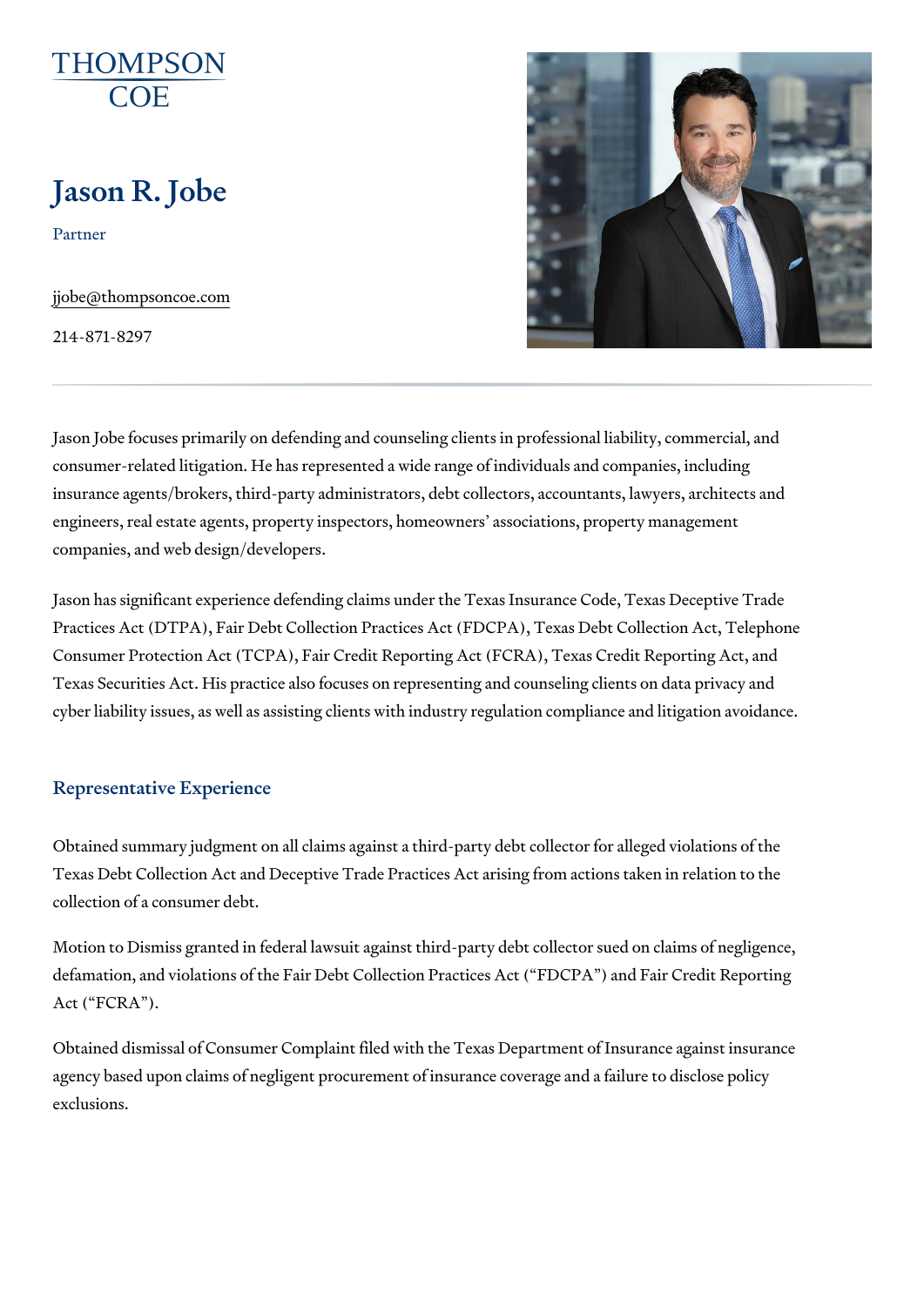THOMPSON COE

# Jason R. Jobe

Partner

jjobe@thompsoncoe.com

214-871-8297

Jason Jobe focuses primarily on defending and counseling clients in professional liability, commercial, and consumer-related litigation. He has represented a wide range of individuals and companies, including insurance agents/brokers, third-party administrators, debt collectors, accountants, lawyers, architects and engineers, real estate agents, property inspectors, homeowners' associations, property management companies, and web design/developers.

Jason has significant experience defending claims under the Texas Insurance Code, Texas Deceptive Trade Practices Act (DTPA), Fair Debt Collection Practices Act (FDCPA), Texas Debt Collection Act, Telephone Consumer Protection Act (TCPA), Fair Credit Reporting Act (FCRA), Texas Credit Reporting Act, and Texas Securities Act. His practice also focuses on representing and counseling clients on data privacy and cyber liability issues, as well as assisting clients with industry regulation compliance and litigation avoidance.

## Representative Experience

Obtained summary judgment on all claims against a third-party debt collector for alleged violations of the Texas Debt Collection Act and Deceptive Trade Practices Act arising from actions taken in relation to the collection of a consumer debt.

Motion to Dismiss granted in federal lawsuit against third-party debt collector sued on claims of negligence, defamation, and violations of the Fair Debt Collection Practices Act ("FDCPA") and Fair Credit Reporting Act ("FCRA").

Obtained dismissal of Consumer Complaint filed with the Texas Department of Insurance against insurance agency based upon claims of negligent procurement of insurance coverage and a failure to disclose policy exclusions.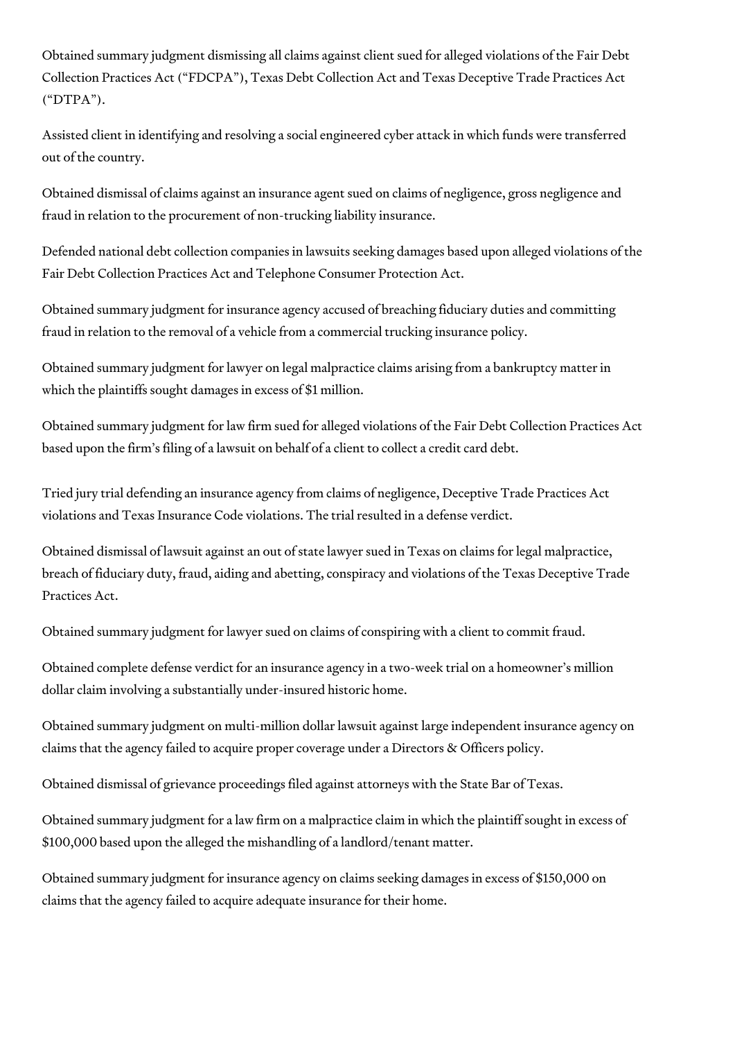Obtained summary judgment dismissing all claims against client sued for alleged violations of the Fair Debt Collection Practices Act ("FDCPA"), Texas Debt Collection Act and Texas Deceptive Trade Practices Act ("DTPA").

Assisted client in identifying and resolving a social engineered cyber attack in which funds were transferred out of the country.

Obtained dismissal of claims against an insurance agent sued on claims of negligence, gross negligence and fraud in relation to the procurement of non-trucking liability insurance.

Defended national debt collection companies in lawsuits seeking damages based upon alleged violations of the Fair Debt Collection Practices Act and Telephone Consumer Protection Act.

Obtained summary judgment for insurance agency accused of breaching fiduciary duties and committing fraud in relation to the removal of a vehicle from a commercial trucking insurance policy.

Obtained summary judgment for lawyer on legal malpractice claims arising from a bankruptcy matter in which the plaintiffs sought damages in excess of $1 million.

Obtained summary judgment for law firm sued for alleged violations of the Fair Debt Collection Practices Act based upon the firm's filing of a lawsuit on behalf of a client to collect a credit card debt.

Tried jury trial defending an insurance agency from claims of negligence, Deceptive Trade Practices Act violations and Texas Insurance Code violations. The trial resulted in a defense verdict.

Obtained dismissal of lawsuit against an out of state lawyer sued in Texas on claims for legal malpractice, breach of fiduciary duty, fraud, aiding and abetting, conspiracy and violations of the Texas Deceptive Trade Practices Act.

Obtained summary judgment for lawyer sued on claims of conspiring with a client to commit fraud.

Obtained complete defense verdict for an insurance agency in a two-week trial on a homeowner's million dollar claim involving a substantially under-insured historic home.

Obtained summary judgment on multi-million dollar lawsuit against large independent insurance agency on claims that the agency failed to acquire proper coverage under a Directors & Officers policy.

Obtained dismissal of grievance proceedings filed against attorneys with the State Bar of Texas.

Obtained summary judgment for a law firm on a malpractice claim in which the plaintiff sought in excess of $100,000 based upon the alleged the mishandling of a landlord/tenant matter.

Obtained summary judgment for insurance agency on claims seeking damages in excess of $150,000 on claims that the agency failed to acquire adequate insurance for their home.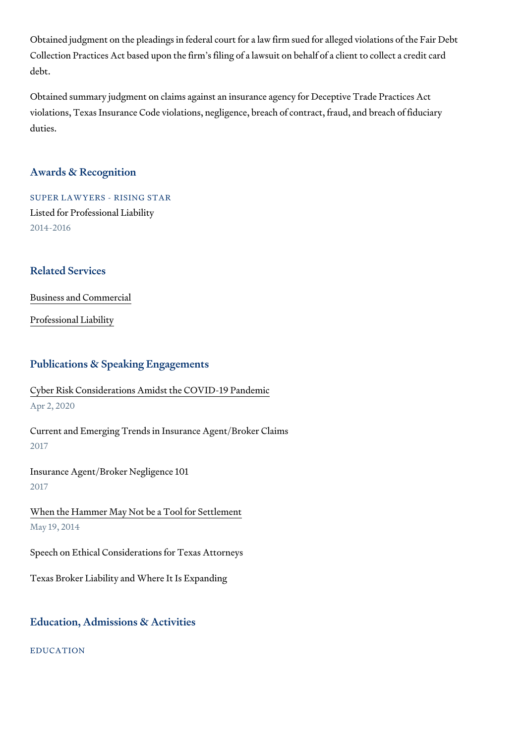Obtained judgment on the pleadings in federal court for a law firm sued for alleged violations of the Fair Debt Collection Practices Act based upon the firm's filing of a lawsuit on behalf of a client to collect a credit card debt.

Obtained summary judgment on claims against an insurance agency for Deceptive Trade Practices Act violations, Texas Insurance Code violations, negligence, breach of contract, fraud, and breach of fiduciary duties.

## Awards & Recognition

### SUPER LAWYERS - RISING STAR

Listed for Professional Liability

2014-2016

## Related Services

Business and Commercial

Professional Liability

## Publications & Speaking Engagements

Cyber Risk Considerations Amidst the COVID-19 Pandemic

Apr 2, 2020

Current and Emerging Trends in Insurance Agent/Broker Claims

2017

Insurance Agent/Broker Negligence 101

2017

When the Hammer May Not be a Tool for Settlement

May 19, 2014

Speech on Ethical Considerations for Texas Attorneys

Texas Broker Liability and Where It Is Expanding

## Education, Admissions & Activities

### EDUCATION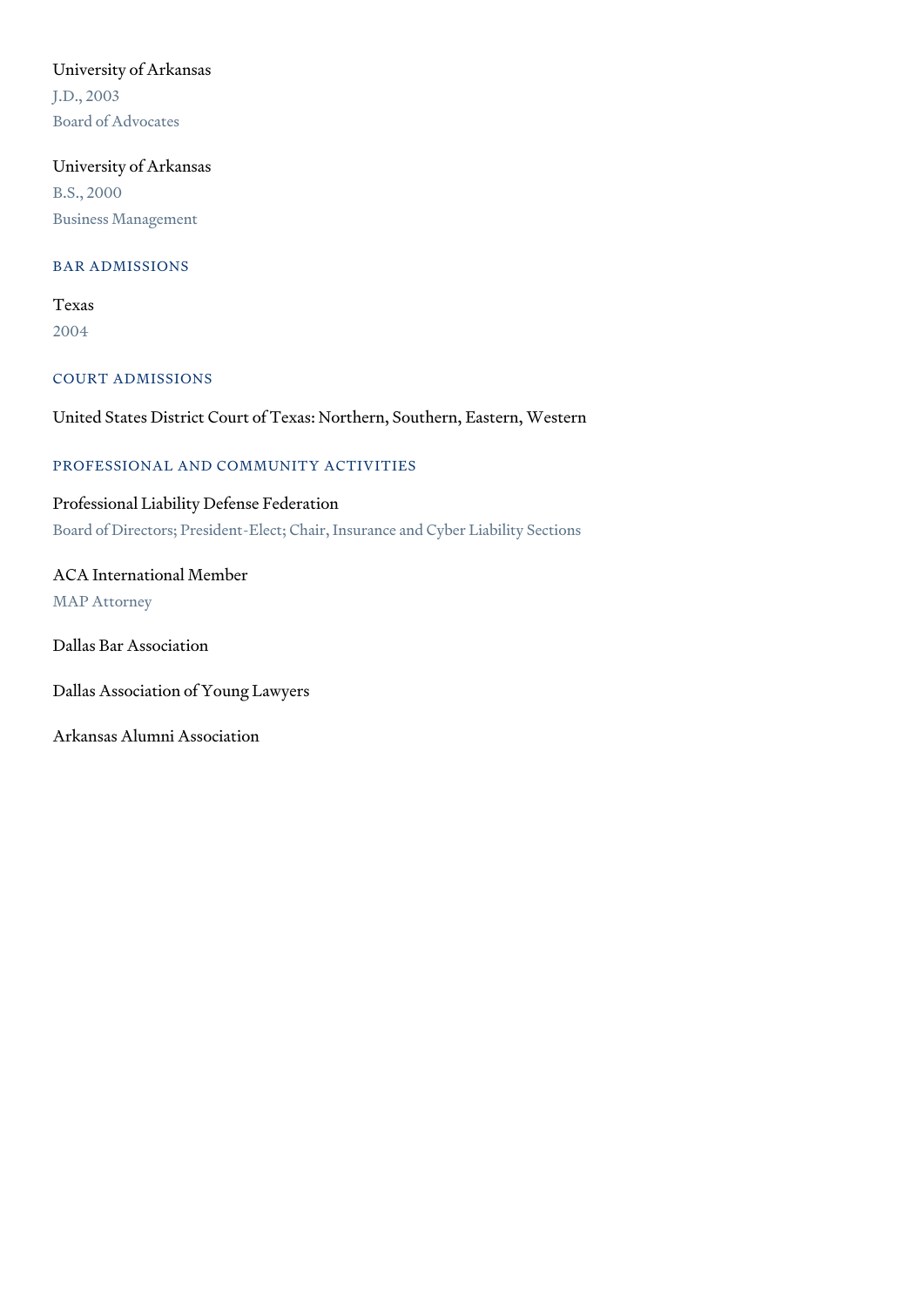University of Arkansas
J.D., 2003
Board of Advocates

University of Arkansas
B.S., 2000
Business Management

## BAR ADMISSIONS

Texas
2004

## COURT ADMISSIONS

United States District Court of Texas: Northern, Southern, Eastern, Western

## PROFESSIONAL AND COMMUNITY ACTIVITIES

Professional Liability Defense Federation
Board of Directors; President-Elect; Chair, Insurance and Cyber Liability Sections

ACA International Member
MAP Attorney

Dallas Bar Association

Dallas Association of Young Lawyers

Arkansas Alumni Association